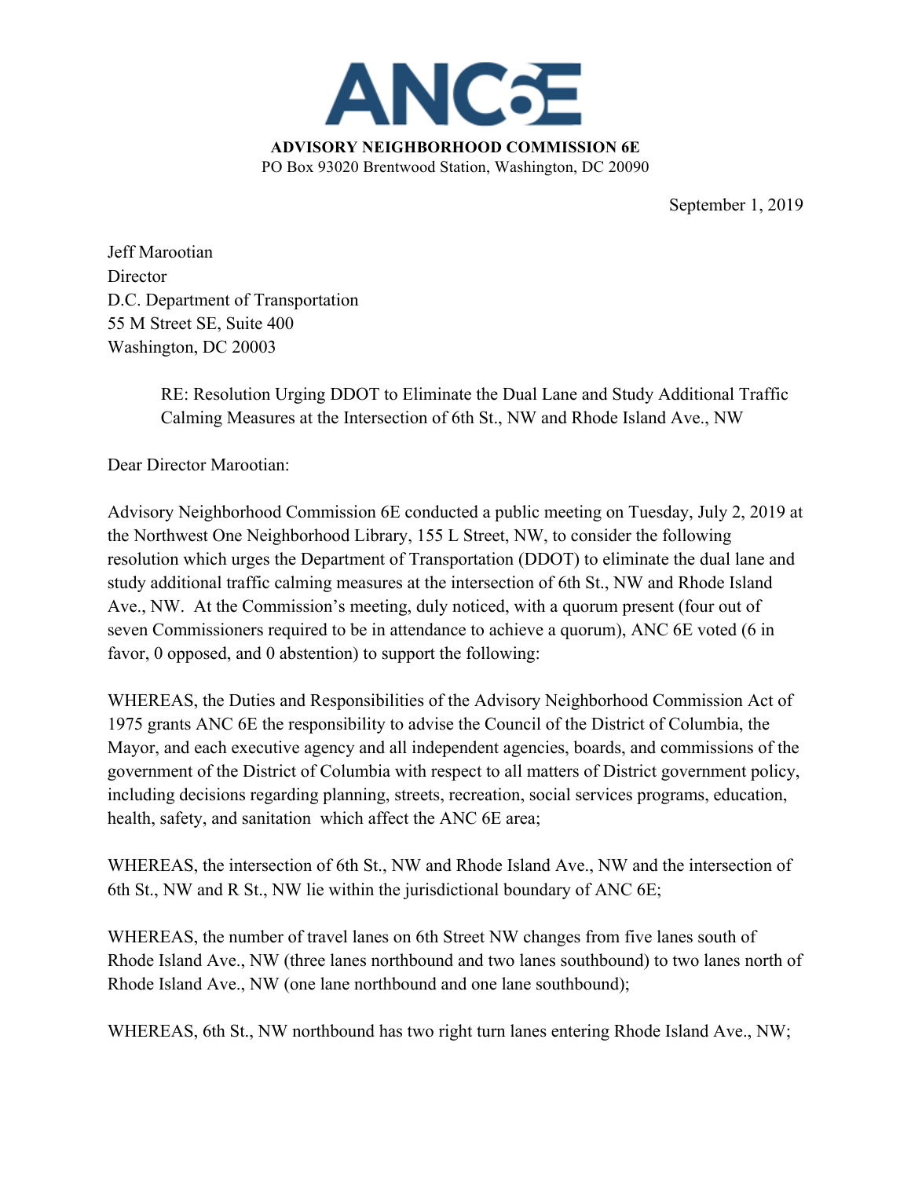# ANC6E

**ADVISORY NEIGHBORHOOD COMMISSION 6E**
PO Box 93020 Brentwood Station, Washington, DC 20090

September 1, 2019

Jeff Marootian
Director
D.C. Department of Transportation
55 M Street SE, Suite 400
Washington, DC 20003

RE: Resolution Urging DDOT to Eliminate the Dual Lane and Study Additional Traffic Calming Measures at the Intersection of 6th St., NW and Rhode Island Ave., NW

Dear Director Marootian:

Advisory Neighborhood Commission 6E conducted a public meeting on Tuesday, July 2, 2019 at the Northwest One Neighborhood Library, 155 L Street, NW, to consider the following resolution which urges the Department of Transportation (DDOT) to eliminate the dual lane and study additional traffic calming measures at the intersection of 6th St., NW and Rhode Island Ave., NW. At the Commission's meeting, duly noticed, with a quorum present (four out of seven Commissioners required to be in attendance to achieve a quorum), ANC 6E voted (6 in favor, 0 opposed, and 0 abstention) to support the following:

WHEREAS, the Duties and Responsibilities of the Advisory Neighborhood Commission Act of 1975 grants ANC 6E the responsibility to advise the Council of the District of Columbia, the Mayor, and each executive agency and all independent agencies, boards, and commissions of the government of the District of Columbia with respect to all matters of District government policy, including decisions regarding planning, streets, recreation, social services programs, education, health, safety, and sanitation which affect the ANC 6E area;

WHEREAS, the intersection of 6th St., NW and Rhode Island Ave., NW and the intersection of 6th St., NW and R St., NW lie within the jurisdictional boundary of ANC 6E;

WHEREAS, the number of travel lanes on 6th Street NW changes from five lanes south of Rhode Island Ave., NW (three lanes northbound and two lanes southbound) to two lanes north of Rhode Island Ave., NW (one lane northbound and one lane southbound);

WHEREAS, 6th St., NW northbound has two right turn lanes entering Rhode Island Ave., NW;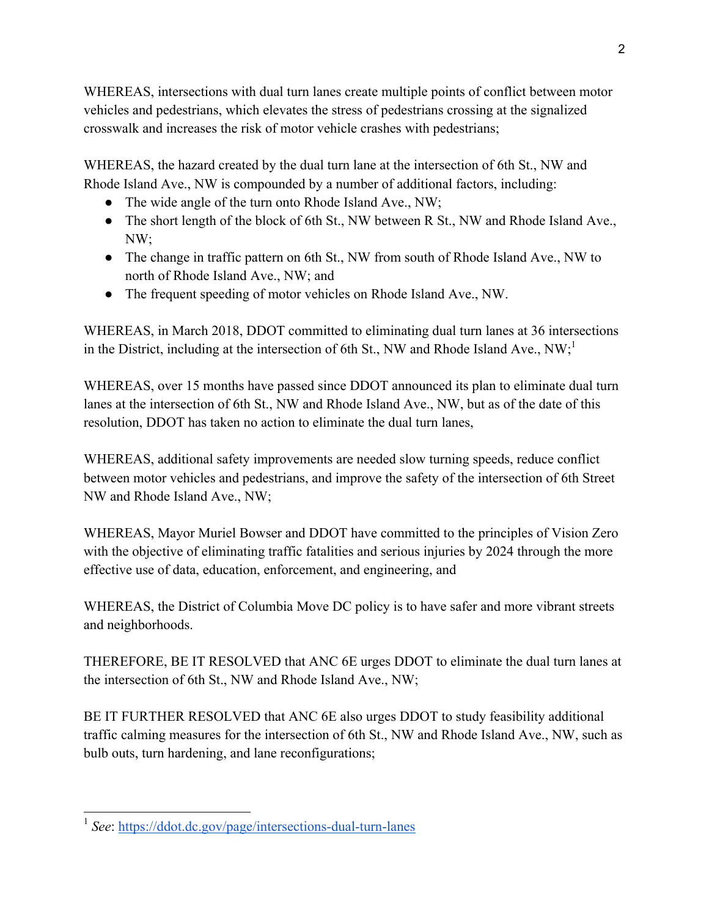WHEREAS, intersections with dual turn lanes create multiple points of conflict between motor vehicles and pedestrians, which elevates the stress of pedestrians crossing at the signalized crosswalk and increases the risk of motor vehicle crashes with pedestrians;

WHEREAS, the hazard created by the dual turn lane at the intersection of 6th St., NW and Rhode Island Ave., NW is compounded by a number of additional factors, including:

- The wide angle of the turn onto Rhode Island Ave., NW;
- The short length of the block of 6th St., NW between R St., NW and Rhode Island Ave., NW;
- The change in traffic pattern on 6th St., NW from south of Rhode Island Ave., NW to north of Rhode Island Ave., NW; and
- The frequent speeding of motor vehicles on Rhode Island Ave., NW.

WHEREAS, in March 2018, DDOT committed to eliminating dual turn lanes at 36 intersections in the District, including at the intersection of 6th St., NW and Rhode Island Ave., NW;[1]

WHEREAS, over 15 months have passed since DDOT announced its plan to eliminate dual turn lanes at the intersection of 6th St., NW and Rhode Island Ave., NW, but as of the date of this resolution, DDOT has taken no action to eliminate the dual turn lanes,

WHEREAS, additional safety improvements are needed slow turning speeds, reduce conflict between motor vehicles and pedestrians, and improve the safety of the intersection of 6th Street NW and Rhode Island Ave., NW;

WHEREAS, Mayor Muriel Bowser and DDOT have committed to the principles of Vision Zero with the objective of eliminating traffic fatalities and serious injuries by 2024 through the more effective use of data, education, enforcement, and engineering, and

WHEREAS, the District of Columbia Move DC policy is to have safer and more vibrant streets and neighborhoods.

THEREFORE, BE IT RESOLVED that ANC 6E urges DDOT to eliminate the dual turn lanes at the intersection of 6th St., NW and Rhode Island Ave., NW;

BE IT FURTHER RESOLVED that ANC 6E also urges DDOT to study feasibility additional traffic calming measures for the intersection of 6th St., NW and Rhode Island Ave., NW, such as bulb outs, turn hardening, and lane reconfigurations;

---

[1] *See*: https://ddot.dc.gov/page/intersections-dual-turn-lanes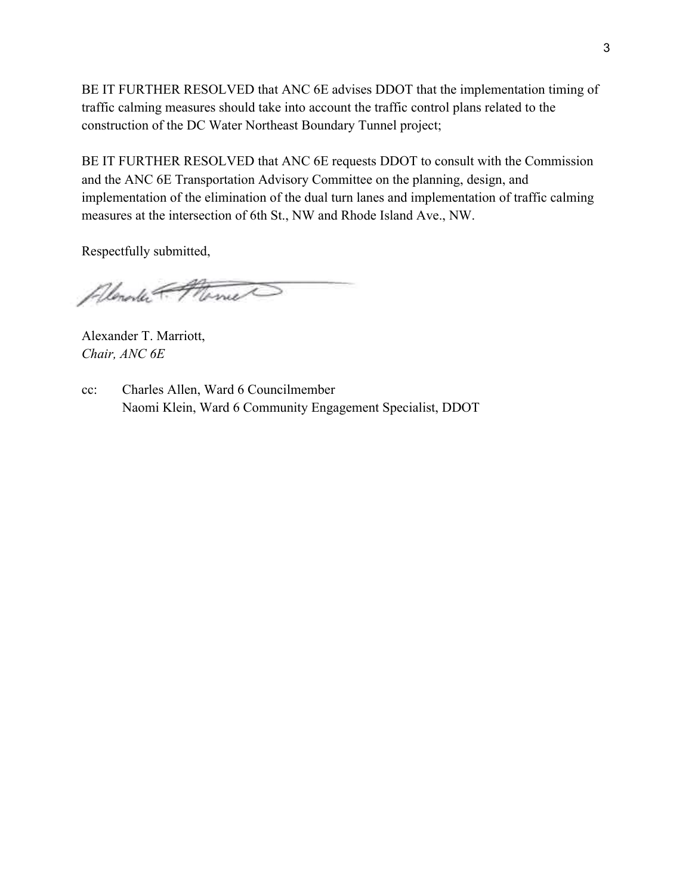BE IT FURTHER RESOLVED that ANC 6E advises DDOT that the implementation timing of traffic calming measures should take into account the traffic control plans related to the construction of the DC Water Northeast Boundary Tunnel project;

BE IT FURTHER RESOLVED that ANC 6E requests DDOT to consult with the Commission and the ANC 6E Transportation Advisory Committee on the planning, design, and implementation of the elimination of the dual turn lanes and implementation of traffic calming measures at the intersection of 6th St., NW and Rhode Island Ave., NW.

Respectfully submitted,

Alexander T. Marriott,
*Chair, ANC 6E*

cc: Charles Allen, Ward 6 Councilmember
Naomi Klein, Ward 6 Community Engagement Specialist, DDOT